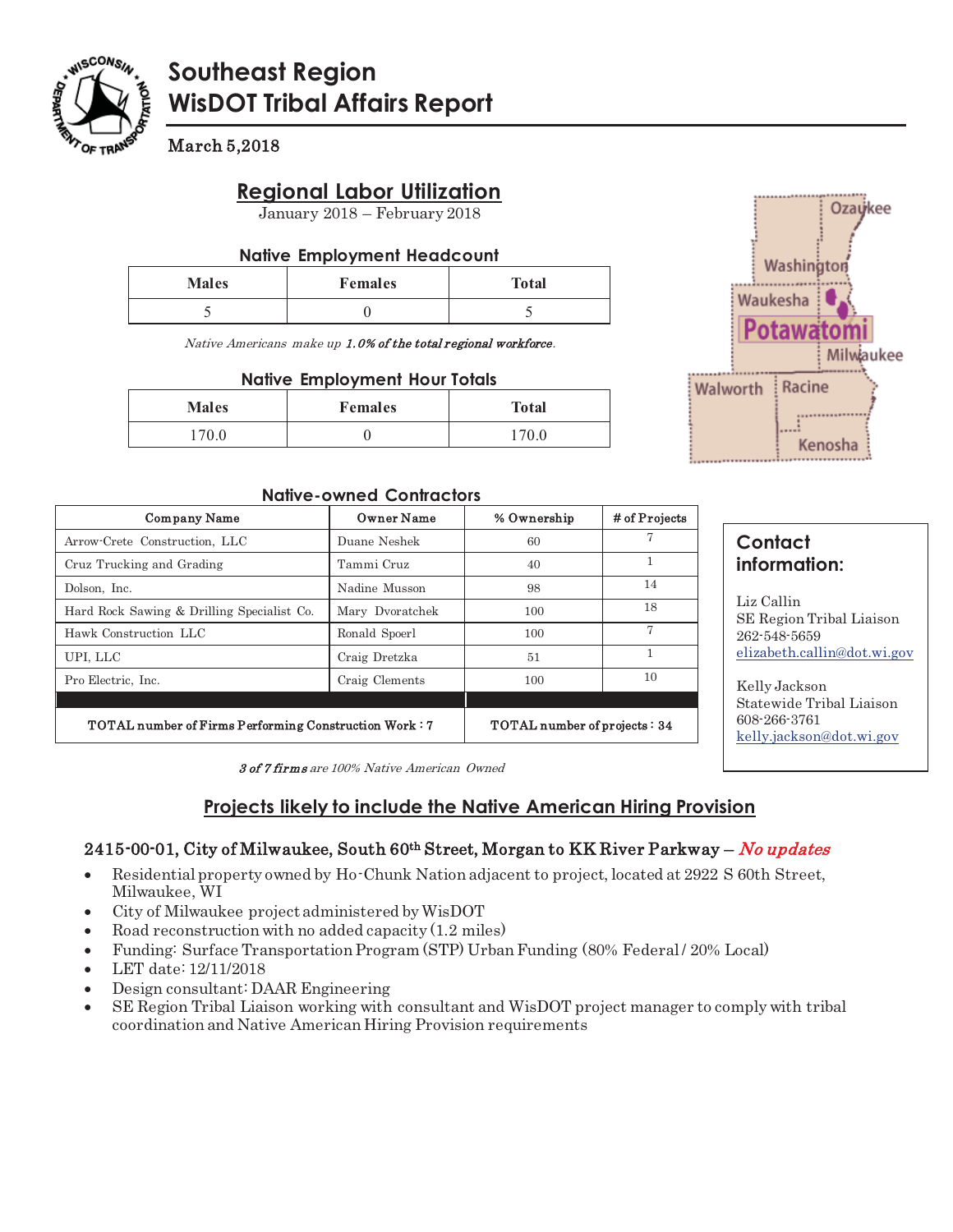# Southeast Region
# WisDOT Tribal Affairs Report

March 5,2018

## Regional Labor Utilization

January 2018 – February 2018

### Native Employment Headcount

| Males | Females | Total |
|---|---|---|
| 5 | 0 | 5 |

*Native Americans make up **1.0% of the total regional workforce**.*

### Native Employment Hour Totals

| Males | Females | Total |
|---|---|---|
| 170.0 | 0 | 170.0 |

Ozaukee, Washington, Waukesha, Potawatomi, Milwaukee, Walworth, Racine, Kenosha

### Native-owned Contractors

| Company Name | Owner Name | % Ownership | # of Projects |
|---|---|---|---|
| Arrow-Crete Construction, LLC | Duane Neshek | 60 | 7 |
| Cruz Trucking and Grading | Tammi Cruz | 40 | 1 |
| Dolson, Inc. | Nadine Musson | 98 | 14 |
| Hard Rock Sawing & Drilling Specialist Co. | Mary Dvoratchek | 100 | 18 |
| Hawk Construction LLC | Ronald Spoerl | 100 | 7 |
| UPI, LLC | Craig Dretzka | 51 | 1 |
| Pro Electric, Inc. | Craig Clements | 100 | 10 |
| TOTAL number of Firms Performing Construction Work : 7 | | TOTAL number of projects : 34 | |

***3 of 7 firms** are 100% Native American Owned*

### Contact information:

Liz Callin
SE Region Tribal Liaison
262-548-5659
elizabeth.callin@dot.wi.gov

Kelly Jackson
Statewide Tribal Liaison
608-266-3761
kelly.jackson@dot.wi.gov

## Projects likely to include the Native American Hiring Provision

### 2415-00-01, City of Milwaukee, South 60th Street, Morgan to KK River Parkway – *No updates*

- Residential property owned by Ho-Chunk Nation adjacent to project, located at 2922 S 60th Street, Milwaukee, WI
- City of Milwaukee project administered by WisDOT
- Road reconstruction with no added capacity (1.2 miles)
- Funding: Surface Transportation Program (STP) Urban Funding (80% Federal / 20% Local)
- LET date: 12/11/2018
- Design consultant: DAAR Engineering
- SE Region Tribal Liaison working with consultant and WisDOT project manager to comply with tribal coordination and Native American Hiring Provision requirements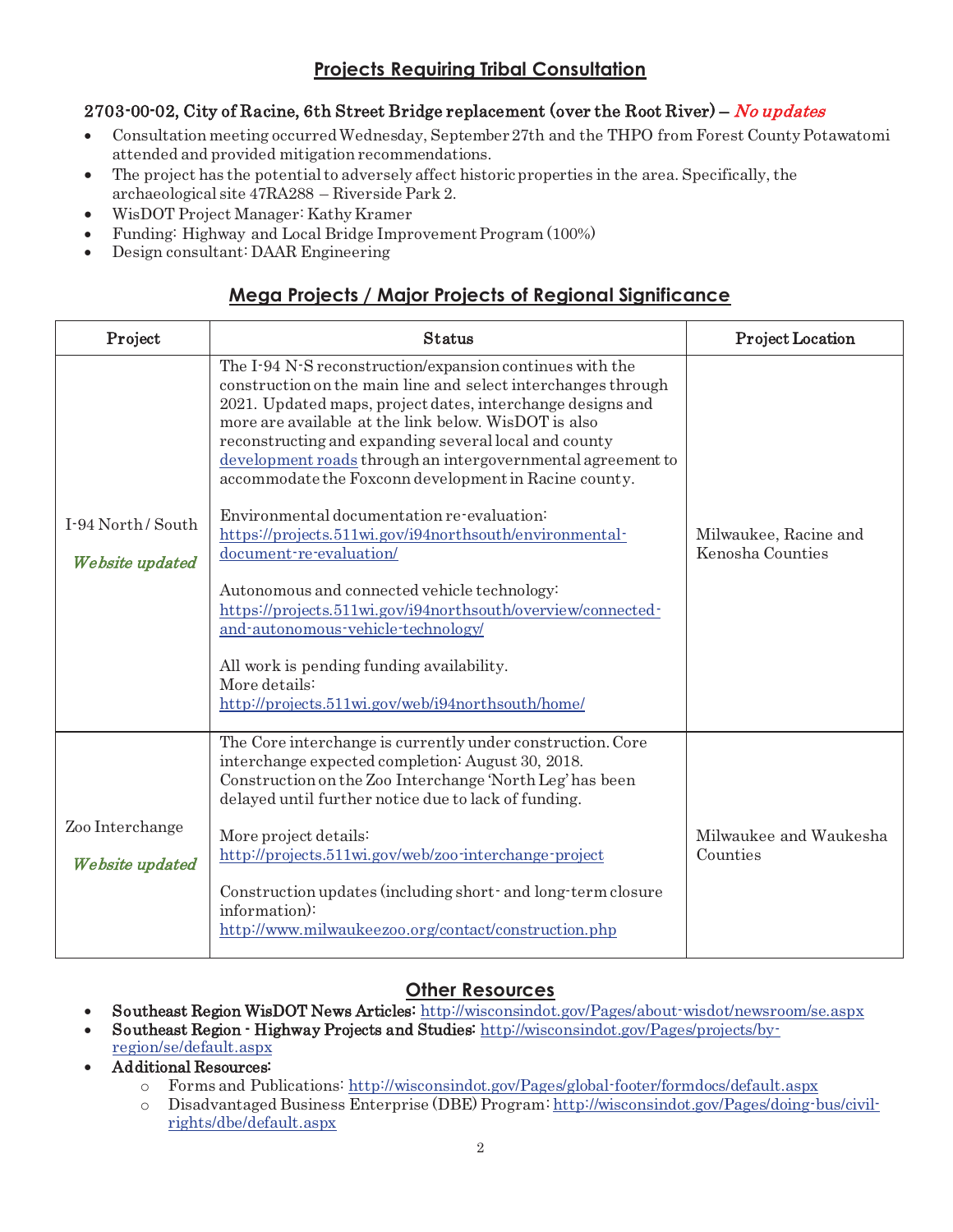## Projects Requiring Tribal Consultation

### 2703-00-02, City of Racine, 6th Street Bridge replacement (over the Root River) – *No updates*

- Consultation meeting occurred Wednesday, September 27th and the THPO from Forest County Potawatomi attended and provided mitigation recommendations.
- The project has the potential to adversely affect historic properties in the area. Specifically, the archaeological site 47RA288 – Riverside Park 2.
- WisDOT Project Manager: Kathy Kramer
- Funding: Highway and Local Bridge Improvement Program (100%)
- Design consultant: DAAR Engineering

## Mega Projects / Major Projects of Regional Significance

| Project | Status | Project Location |
|---|---|---|
| I-94 North / South<br><br>*Website updated* | The I-94 N-S reconstruction/expansion continues with the construction on the main line and select interchanges through 2021. Updated maps, project dates, interchange designs and more are available at the link below. WisDOT is also reconstructing and expanding several local and county development roads through an intergovernmental agreement to accommodate the Foxconn development in Racine county.<br><br>Environmental documentation re-evaluation: https://projects.511wi.gov/i94northsouth/environmental-document-re-evaluation/<br><br>Autonomous and connected vehicle technology: https://projects.511wi.gov/i94northsouth/overview/connected-and-autonomous-vehicle-technology/<br><br>All work is pending funding availability.<br>More details: http://projects.511wi.gov/web/i94northsouth/home/ | Milwaukee, Racine and Kenosha Counties |
| Zoo Interchange<br><br>*Website updated* | The Core interchange is currently under construction. Core interchange expected completion: August 30, 2018. Construction on the Zoo Interchange 'North Leg' has been delayed until further notice due to lack of funding.<br><br>More project details: http://projects.511wi.gov/web/zoo-interchange-project<br><br>Construction updates (including short- and long-term closure information): http://www.milwaukeezoo.org/contact/construction.php | Milwaukee and Waukesha Counties |

## Other Resources

- **Southeast Region WisDOT News Articles:** http://wisconsindot.gov/Pages/about-wisdot/newsroom/se.aspx
- **Southeast Region - Highway Projects and Studies:** http://wisconsindot.gov/Pages/projects/by-region/se/default.aspx
- **Additional Resources:**
  - Forms and Publications: http://wisconsindot.gov/Pages/global-footer/formdocs/default.aspx
  - Disadvantaged Business Enterprise (DBE) Program: http://wisconsindot.gov/Pages/doing-bus/civil-rights/dbe/default.aspx